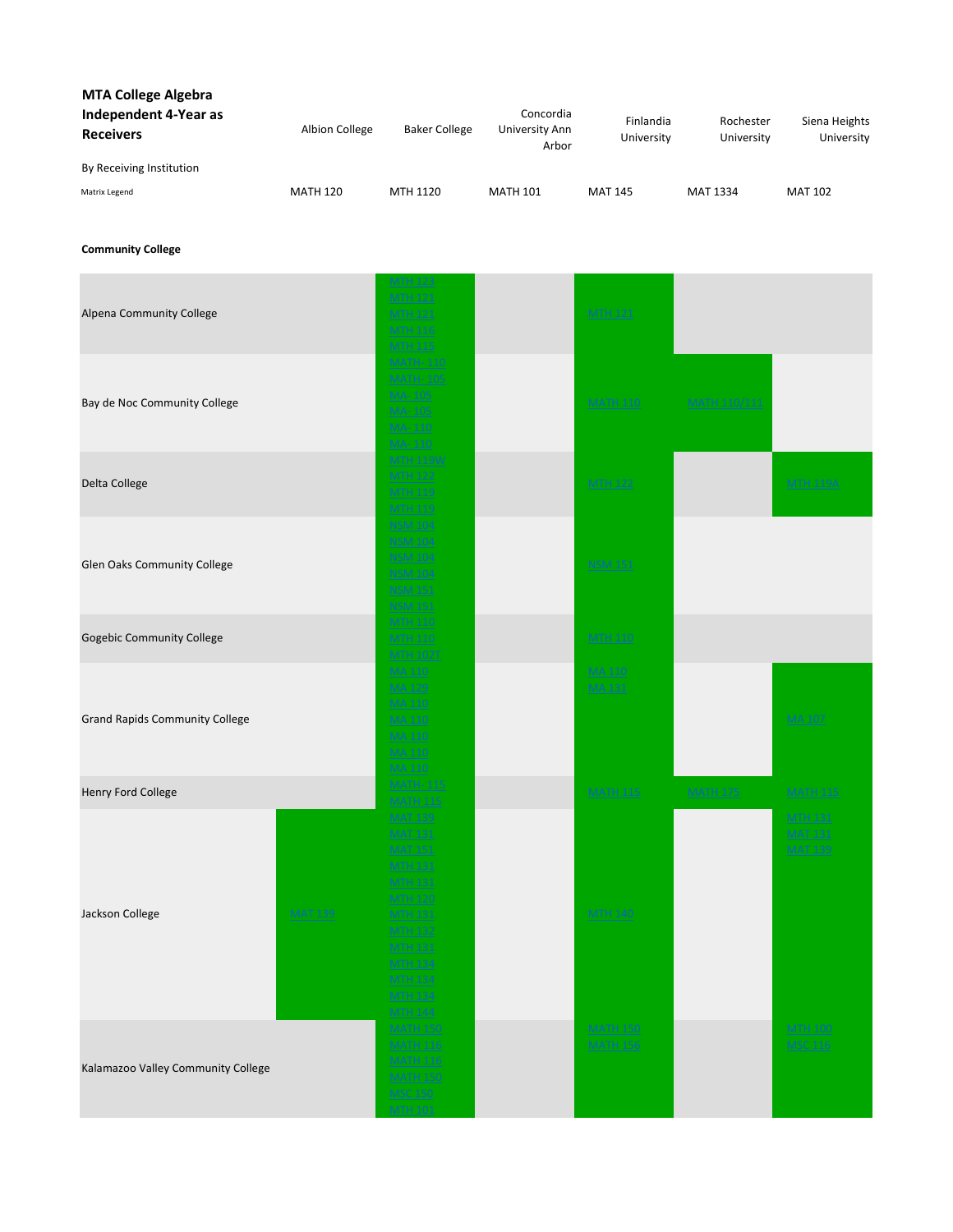**MTA College Algebra Independent 4-Year as Receivers**

By Receiving Institution

| Matrix Legend | Albion College | Baker College | Concordia University Ann Arbor | Finlandia University | Rochester University | Siena Heights University |
|---|---|---|---|---|---|---|
| | MATH 120 | MTH 1120 | MATH 101 | MAT 145 | MAT 1334 | MAT 102 |

**Community College**

| Community College | Albion College | Baker College | Concordia University Ann Arbor | Finlandia University | Rochester University | Siena Heights University |
|---|---|---|---|---|---|---|
| Alpena Community College | | MTH 123<br>MTH 121<br>MTH 121<br>MTH 116<br>MTH 115 | | MTH 121 | | |
| Bay de Noc Community College | | MATH- 110<br>MATH- 105<br>MA- 105<br>MA- 105<br>MA- 110<br>MA- 110 | | MATH 110 | MATH 110/111 | |
| Delta College | | MTH 119W<br>MTH 122<br>MTH 119<br>MTH 119 | | MTH 122 | | MTH 119A |
| Glen Oaks Community College | | NSM 104<br>NSM 104<br>NSM 104<br>NSM 104<br>NSM 151<br>NSM 151 | | NSM 151 | | |
| Gogebic Community College | | MTH 110<br>MTH 110 | | MTH 110 | | |
| Grand Rapids Community College | | MTH 102T<br>MA 110<br>MA 123<br>MA 110<br>MA 110<br>MA 110<br>MA 110<br>MA 110 | | MA 110<br>MA 131 | | MA 102 |
| Henry Ford College | | MATH- 115<br>MATH 115 | | MATH 115 | MATH 175 | MATH 115 |
| Jackson College | MAT 139 | MAT 139<br>MAT 131<br>MAT 151<br>MTH 131<br>MTH 131<br>MTH 120<br>MTH 131<br>MTH 132<br>MTH 131<br>MTH 134<br>MTH 134<br>MTH 134<br>MTH 144 | | MTH 140 | | MTH 131<br>MAT 131<br>MAT 139 |
| Kalamazoo Valley Community College | | MATH 150<br>MATH 116<br>MATH 116<br>MATH 150<br>MSC 150<br>MTH 101 | | MATH 150<br>MATH 156 | | MTH 100<br>MSC 116 |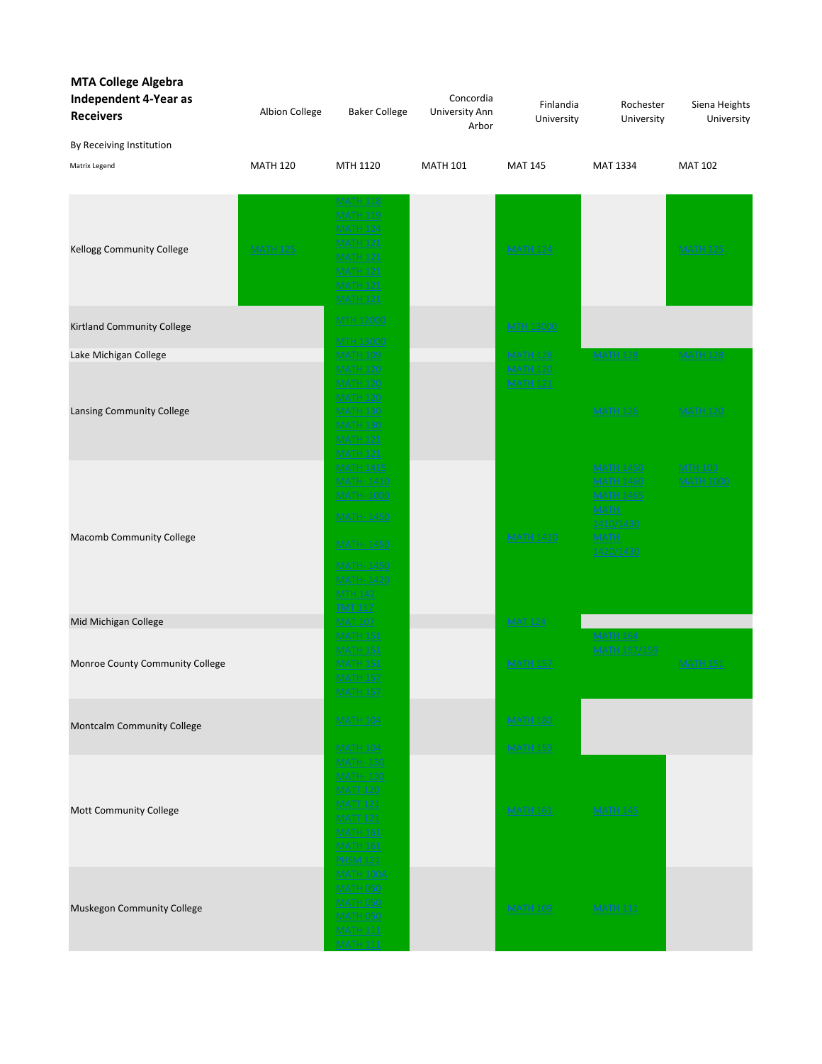| MTA College Algebra Independent 4-Year as Receivers | Albion College | Baker College | Concordia University Ann Arbor | Finlandia University | Rochester University | Siena Heights University |
|---|---|---|---|---|---|---|
| By Receiving Institution | | | | | | |
| Matrix Legend | MATH 120 | MTH 1120 | MATH 101 | MAT 145 | MAT 1334 | MAT 102 |
| Kellogg Community College | MATH 125 | MATH 118<br>MATH 119<br>MATH 124<br>MATH 121<br>MATH 121<br>MATH 121<br>MATH 121<br>MATH 121 | | MATH 124 | | MATH 125 |
| Kirtland Community College | | MTH 12000<br>MTH 13000 | | MTH 13000 | | |
| Lake Michigan College | | MATH 109 | | MATH 128 | MATH 128 | MATH 128 |
| Lansing Community College | | MATH 120<br>MATH 120<br>MATH 120<br>MATH 130<br>MATH 130<br>MATH 121<br>MATH 121 | | MATH 120<br>MATH 121 | MATH 126 | MATH 120 |
| Macomb Community College | | MATH 1415<br>MATH- 1410<br>MATH- 1000<br>MATH- 1450<br>MATH- 1450<br>MATH- 1450<br>MATH- 1420<br>MTH 142<br>TMT 117 | | MATH 1410 | MATH 1450<br>MATH 1460<br>MATH 1465<br>MATH 1410/1430<br>MATH 1420/1430 | MTH 100<br>MATH 1000 |
| Mid Michigan College | | MAT 107 | | MAT 124 | | |
| Monroe County Community College | | MATH 151<br>MATH 151<br>MATH 151<br>MATH 157<br>MATH 157 | | MATH 157 | MATH 164<br>MATH 157/159 | MATH 151 |
| Montcalm Community College | | MATH 104<br>MATH 104 | | MATH 180<br>MATH 159 | | |
| Mott Community College | | MATH- 130<br>MATH- 130<br>MATT 120<br>MATT 121<br>MATT 121<br>MATH 161<br>MATH 161<br>PHSM 121 | | MATH 161 | MATH 145 | |
| Muskegon Community College | | MATH 100A<br>MATH 050<br>MATH 050<br>MATH 050<br>MATH 111<br>MATH 111 | | MATH 109 | MATH 111 | |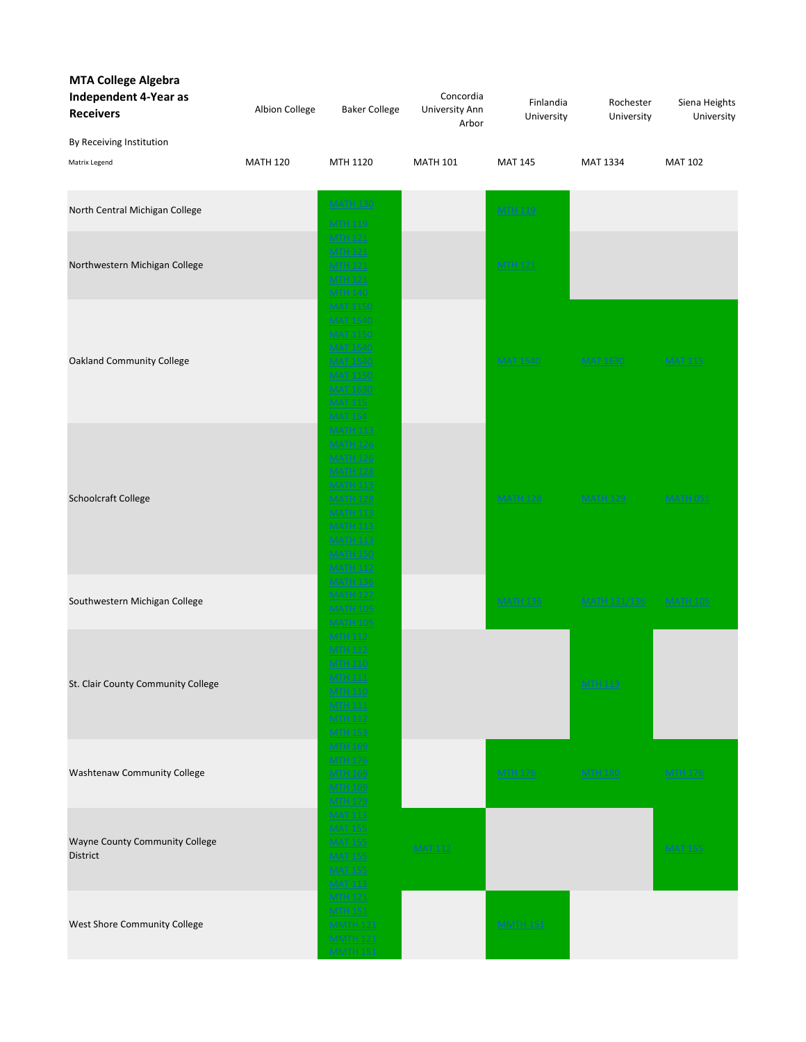**MTA College Algebra Independent 4-Year as Receivers**

By Receiving Institution

| Matrix Legend | Albion College | Baker College | Concordia University Ann Arbor | Finlandia University | Rochester University | Siena Heights University |
|---|---|---|---|---|---|---|
| | MATH 120 | MTH 1120 | MATH 101 | MAT 145 | MAT 1334 | MAT 102 |
| North Central Michigan College | | MATH 110<br>MTH 119 | | MTH 119 | | |
| Northwestern Michigan College | | MTH 121<br>MTH 121<br>MTH 121<br>MTH 121<br>MTH 140 | | MTH 121 | | |
| Oakland Community College | | MAT 1150<br>MAT 1540<br>MAT 1150<br>MAT 1540<br>MAT 1540<br>MAT 1150<br>MAT 1630<br>MAT 115<br>MAT 154 | | MAT 1540 | MAT 1630 | MAT 115 |
| Schoolcraft College | | MATH 113<br>MATH 126<br>MATH 126<br>MATH 128<br>MATH 113<br>MATH 128<br>MATH 113<br>MATH 113<br>MATH 113<br>MATH 150<br>MATH 112 | | MATH 128 | MATH 129 | MATH 051 |
| Southwestern Michigan College | | MATH 136<br>MATH 127<br>MATH 105<br>MATH 105 | | MATH 136 | MATH 131/136 | MATH 105 |
| St. Clair County Community College | | MTH 112<br>MTH 112<br>MTH 110<br>MTH 111<br>MTH 110<br>MTH 111<br>MTH 112<br>MTH 153 | | | MTH 113 | |
| Washtenaw Community College | | MTH 169<br>MTH 176<br>MTH 169<br>MTH 169<br>MTH 179 | | MTH 176 | MTH 180 | MTH 176 |
| Wayne County Community College District | | MAT 113<br>MAT 155<br>MAT 155<br>MAT 155<br>MAT 155<br>MAT 113 | MAT 112 | | | MAT 155 |
| West Shore Community College | | MTH 121<br>MTH 151<br>MMTH 121<br>MMTH 121<br>MMTH 151 | | MMTH 151 | | |